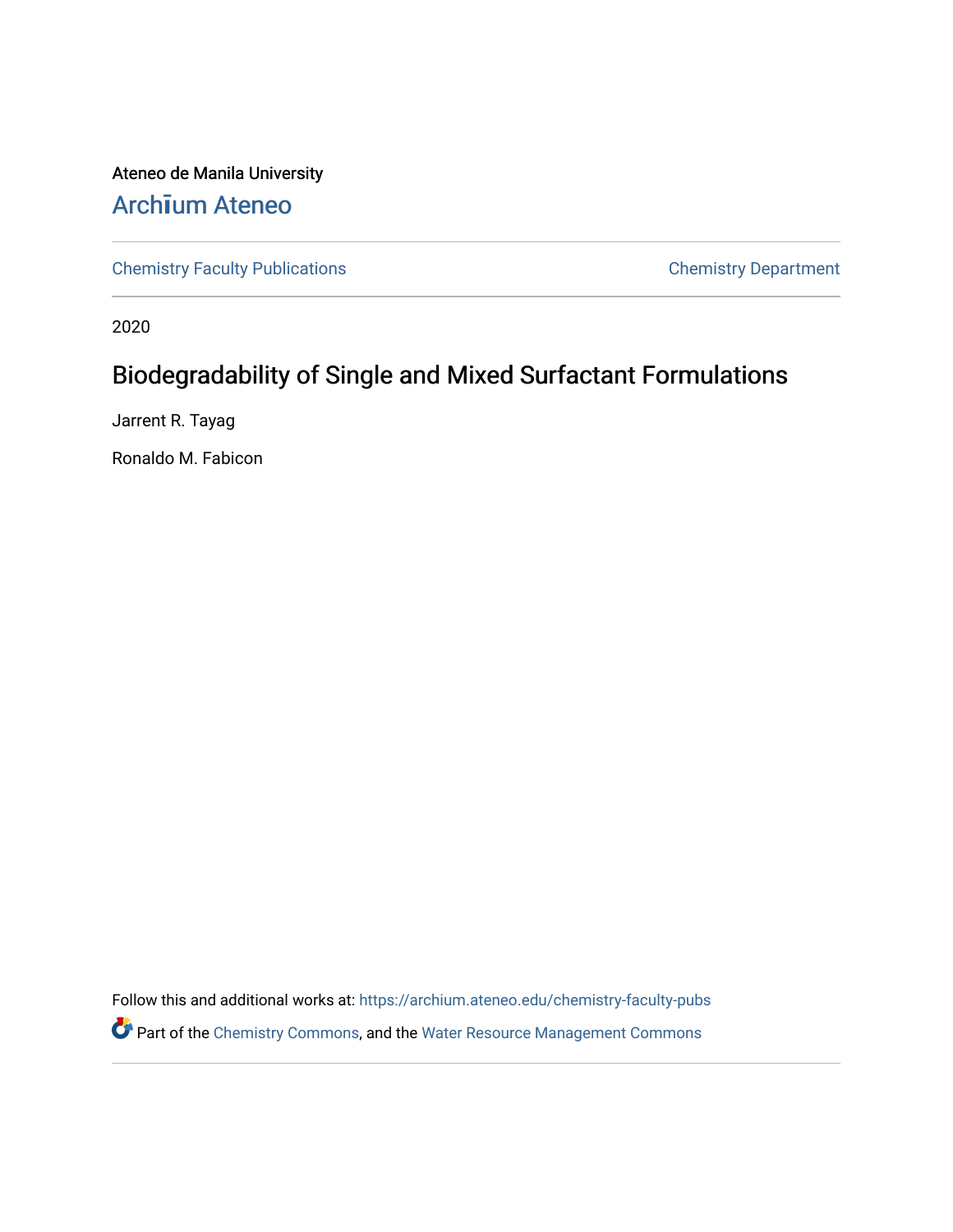Ateneo de Manila University

Archīum Ateneo

Chemistry Faculty Publications

Chemistry Department

2020

# Biodegradability of Single and Mixed Surfactant Formulations

Jarrent R. Tayag

Ronaldo M. Fabicon

Follow this and additional works at: https://archium.ateneo.edu/chemistry-faculty-pubs

Part of the Chemistry Commons, and the Water Resource Management Commons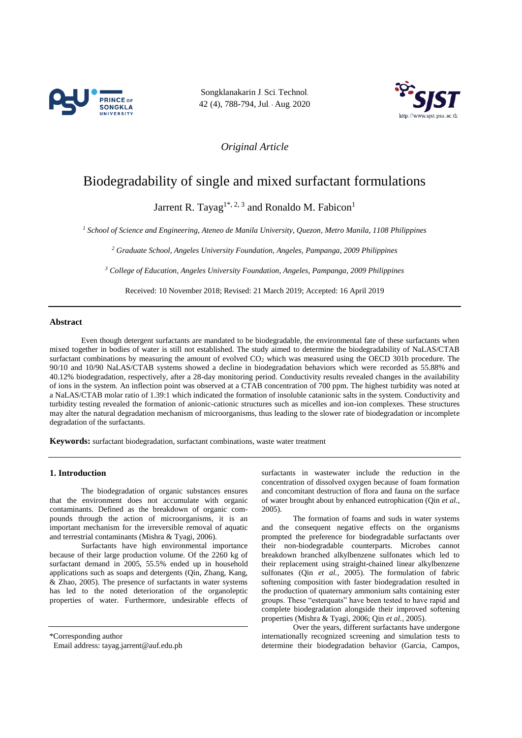# Biodegradability of single and mixed surfactant formulations

Jarrent R. Tayag[1*, 2, 3] and Ronaldo M. Fabicon[1]

[1] *School of Science and Engineering, Ateneo de Manila University, Quezon, Metro Manila, 1108 Philippines*

[2] *Graduate School, Angeles University Foundation, Angeles, Pampanga, 2009 Philippines*

[3] *College of Education, Angeles University Foundation, Angeles, Pampanga, 2009 Philippines*

Received: 10 November 2018; Revised: 21 March 2019; Accepted: 16 April 2019

*Original Article*

## Abstract

Even though detergent surfactants are mandated to be biodegradable, the environmental fate of these surfactants when mixed together in bodies of water is still not established. The study aimed to determine the biodegradability of NaLAS/CTAB surfactant combinations by measuring the amount of evolved $CO_2$ which was measured using the OECD 301b procedure. The 90/10 and 10/90 NaLAS/CTAB systems showed a decline in biodegradation behaviors which were recorded as 55.88% and 40.12% biodegradation, respectively, after a 28-day monitoring period. Conductivity results revealed changes in the availability of ions in the system. An inflection point was observed at a CTAB concentration of 700 ppm. The highest turbidity was noted at a NaLAS/CTAB molar ratio of 1.39:1 which indicated the formation of insoluble catanionic salts in the system. Conductivity and turbidity testing revealed the formation of anionic-cationic structures such as micelles and ion-ion complexes. These structures may alter the natural degradation mechanism of microorganisms, thus leading to the slower rate of biodegradation or incomplete degradation of the surfactants.

**Keywords:** surfactant biodegradation, surfactant combinations, waste water treatment

## 1. Introduction

The biodegradation of organic substances ensures that the environment does not accumulate with organic contaminants. Defined as the breakdown of organic compounds through the action of microorganisms, it is an important mechanism for the irreversible removal of aquatic and terrestrial contaminants (Mishra & Tyagi, 2006).

Surfactants have high environmental importance because of their large production volume. Of the 2260 kg of surfactant demand in 2005, 55.5% ended up in household applications such as soaps and detergents (Qin, Zhang, Kang, & Zhao, 2005). The presence of surfactants in water systems has led to the noted deterioration of the organoleptic properties of water. Furthermore, undesirable effects of surfactants in wastewater include the reduction in the concentration of dissolved oxygen because of foam formation and concomitant destruction of flora and fauna on the surface of water brought about by enhanced eutrophication (Qin *et al.*, 2005).

The formation of foams and suds in water systems and the consequent negative effects on the organisms prompted the preference for biodegradable surfactants over their non-biodegradable counterparts. Microbes cannot breakdown branched alkylbenzene sulfonates which led to their replacement using straight-chained linear alkylbenzene sulfonates (Qin *et al.*, 2005). The formulation of fabric softening composition with faster biodegradation resulted in the production of quaternary ammonium salts containing ester groups. These "esterquats" have been tested to have rapid and complete biodegradation alongside their improved softening properties (Mishra & Tyagi, 2006; Qin *et al.*, 2005).

Over the years, different surfactants have undergone internationally recognized screening and simulation tests to determine their biodegradation behavior (Garcia, Campos,

*Corresponding author

Email address: tayag.jarrent@auf.edu.ph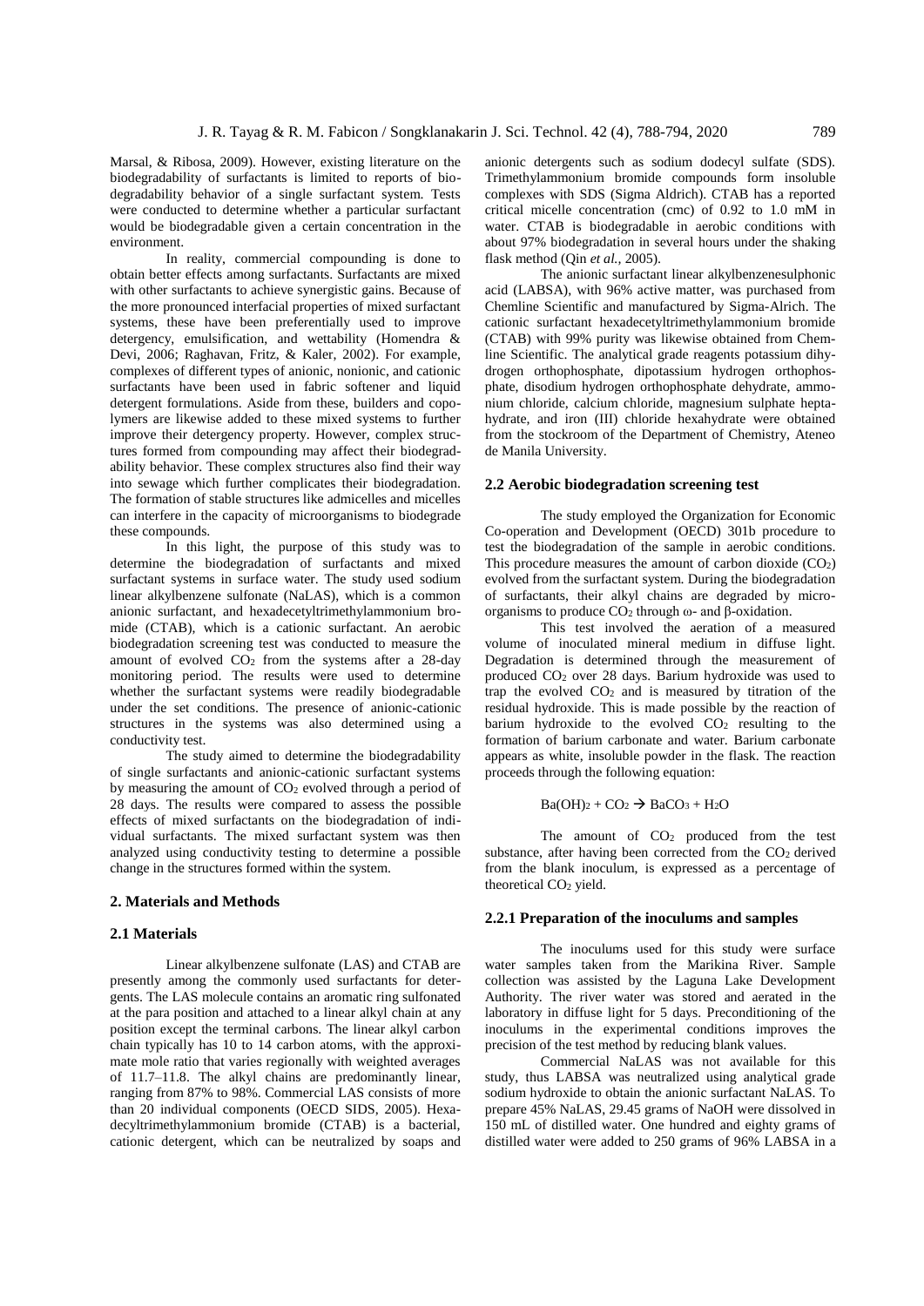Marsal, & Ribosa, 2009). However, existing literature on the biodegradability of surfactants is limited to reports of biodegradability behavior of a single surfactant system. Tests were conducted to determine whether a particular surfactant would be biodegradable given a certain concentration in the environment.

In reality, commercial compounding is done to obtain better effects among surfactants. Surfactants are mixed with other surfactants to achieve synergistic gains. Because of the more pronounced interfacial properties of mixed surfactant systems, these have been preferentially used to improve detergency, emulsification, and wettability (Homendra & Devi, 2006; Raghavan, Fritz, & Kaler, 2002). For example, complexes of different types of anionic, nonionic, and cationic surfactants have been used in fabric softener and liquid detergent formulations. Aside from these, builders and copolymers are likewise added to these mixed systems to further improve their detergency property. However, complex structures formed from compounding may affect their biodegradability behavior. These complex structures also find their way into sewage which further complicates their biodegradation. The formation of stable structures like admicelles and micelles can interfere in the capacity of microorganisms to biodegrade these compounds.

In this light, the purpose of this study was to determine the biodegradation of surfactants and mixed surfactant systems in surface water. The study used sodium linear alkylbenzene sulfonate (NaLAS), which is a common anionic surfactant, and hexadecetyltrimethylammonium bromide (CTAB), which is a cationic surfactant. An aerobic biodegradation screening test was conducted to measure the amount of evolved $CO_2$ from the systems after a 28-day monitoring period. The results were used to determine whether the surfactant systems were readily biodegradable under the set conditions. The presence of anionic-cationic structures in the systems was also determined using a conductivity test.

The study aimed to determine the biodegradability of single surfactants and anionic-cationic surfactant systems by measuring the amount of $CO_2$ evolved through a period of 28 days. The results were compared to assess the possible effects of mixed surfactants on the biodegradation of individual surfactants. The mixed surfactant system was then analyzed using conductivity testing to determine a possible change in the structures formed within the system.

## 2. Materials and Methods

### 2.1 Materials

Linear alkylbenzene sulfonate (LAS) and CTAB are presently among the commonly used surfactants for detergents. The LAS molecule contains an aromatic ring sulfonated at the para position and attached to a linear alkyl chain at any position except the terminal carbons. The linear alkyl carbon chain typically has 10 to 14 carbon atoms, with the approximate mole ratio that varies regionally with weighted averages of 11.7–11.8. The alkyl chains are predominantly linear, ranging from 87% to 98%. Commercial LAS consists of more than 20 individual components (OECD SIDS, 2005). Hexadecyltrimethylammonium bromide (CTAB) is a bacterial, cationic detergent, which can be neutralized by soaps and anionic detergents such as sodium dodecyl sulfate (SDS). Trimethylammonium bromide compounds form insoluble complexes with SDS (Sigma Aldrich). CTAB has a reported critical micelle concentration (cmc) of 0.92 to 1.0 mM in water. CTAB is biodegradable in aerobic conditions with about 97% biodegradation in several hours under the shaking flask method (Qin *et al.,* 2005).

The anionic surfactant linear alkylbenzenesulphonic acid (LABSA), with 96% active matter, was purchased from Chemline Scientific and manufactured by Sigma-Alrich. The cationic surfactant hexadecetyltrimethylammonium bromide (CTAB) with 99% purity was likewise obtained from Chemline Scientific. The analytical grade reagents potassium dihydrogen orthophosphate, dipotassium hydrogen orthophosphate, disodium hydrogen orthophosphate dehydrate, ammonium chloride, calcium chloride, magnesium sulphate heptahydrate, and iron (III) chloride hexahydrate were obtained from the stockroom of the Department of Chemistry, Ateneo de Manila University.

### 2.2 Aerobic biodegradation screening test

The study employed the Organization for Economic Co-operation and Development (OECD) 301b procedure to test the biodegradation of the sample in aerobic conditions. This procedure measures the amount of carbon dioxide ($CO_2$) evolved from the surfactant system. During the biodegradation of surfactants, their alkyl chains are degraded by microorganisms to produce $CO_2$ through ω- and β-oxidation.

This test involved the aeration of a measured volume of inoculated mineral medium in diffuse light. Degradation is determined through the measurement of produced $CO_2$ over 28 days. Barium hydroxide was used to trap the evolved $CO_2$ and is measured by titration of the residual hydroxide. This is made possible by the reaction of barium hydroxide to the evolved $CO_2$ resulting to the formation of barium carbonate and water. Barium carbonate appears as white, insoluble powder in the flask. The reaction proceeds through the following equation:

$$Ba(OH)_2 + CO_2 \rightarrow BaCO_3 + H_2O$$

The amount of $CO_2$ produced from the test substance, after having been corrected from the $CO_2$ derived from the blank inoculum, is expressed as a percentage of theoretical $CO_2$ yield.

#### 2.2.1 Preparation of the inoculums and samples

The inoculums used for this study were surface water samples taken from the Marikina River. Sample collection was assisted by the Laguna Lake Development Authority. The river water was stored and aerated in the laboratory in diffuse light for 5 days. Preconditioning of the inoculums in the experimental conditions improves the precision of the test method by reducing blank values.

Commercial NaLAS was not available for this study, thus LABSA was neutralized using analytical grade sodium hydroxide to obtain the anionic surfactant NaLAS. To prepare 45% NaLAS, 29.45 grams of NaOH were dissolved in 150 mL of distilled water. One hundred and eighty grams of distilled water were added to 250 grams of 96% LABSA in a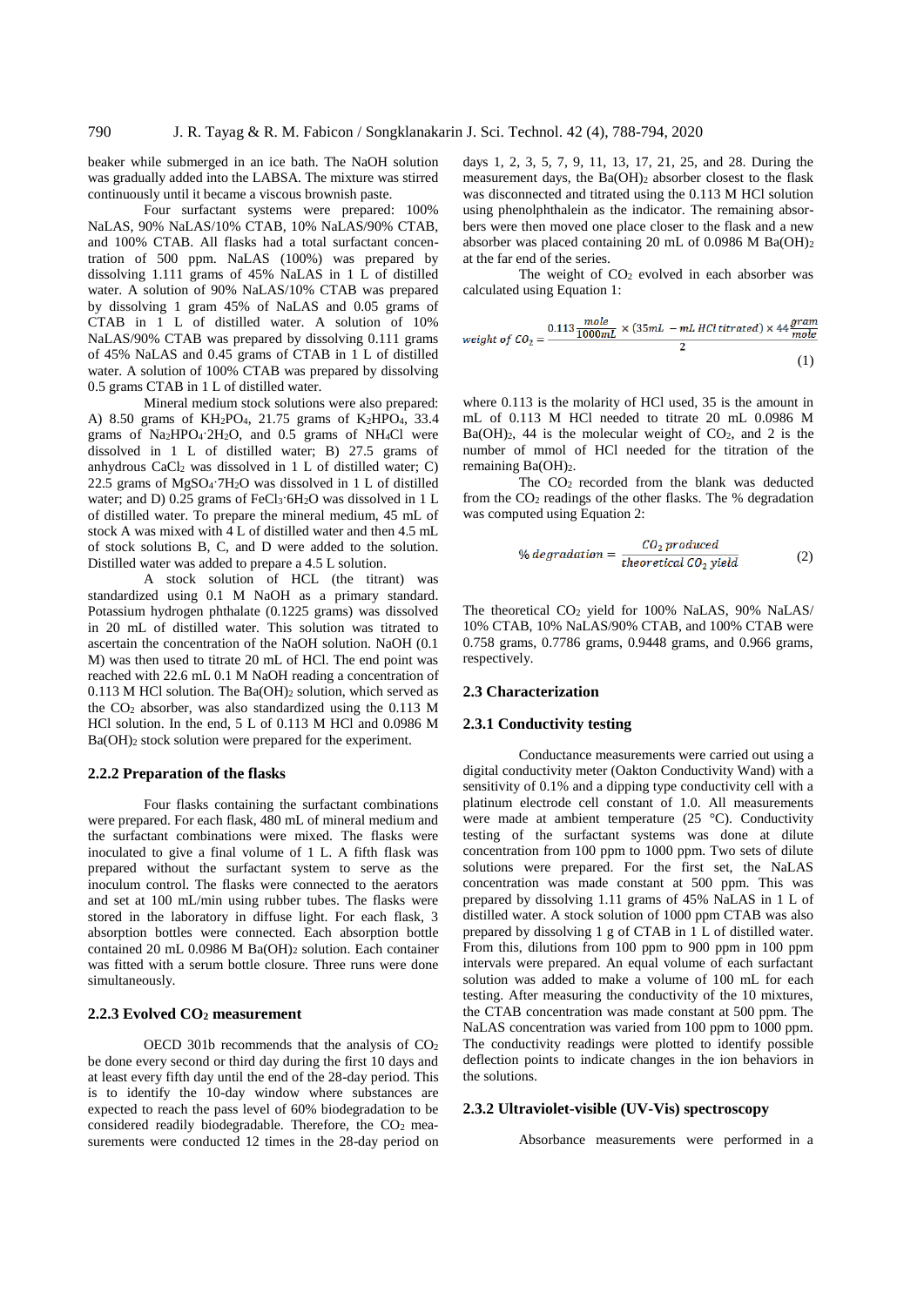beaker while submerged in an ice bath. The NaOH solution was gradually added into the LABSA. The mixture was stirred continuously until it became a viscous brownish paste.

Four surfactant systems were prepared: 100% NaLAS, 90% NaLAS/10% CTAB, 10% NaLAS/90% CTAB, and 100% CTAB. All flasks had a total surfactant concentration of 500 ppm. NaLAS (100%) was prepared by dissolving 1.111 grams of 45% NaLAS in 1 L of distilled water. A solution of 90% NaLAS/10% CTAB was prepared by dissolving 1 gram 45% of NaLAS and 0.05 grams of CTAB in 1 L of distilled water. A solution of 10% NaLAS/90% CTAB was prepared by dissolving 0.111 grams of 45% NaLAS and 0.45 grams of CTAB in 1 L of distilled water. A solution of 100% CTAB was prepared by dissolving 0.5 grams CTAB in 1 L of distilled water.

Mineral medium stock solutions were also prepared: A) 8.50 grams of $KH_2PO_4$, 21.75 grams of $K_2HPO_4$, 33.4 grams of $Na_2HPO_4{\cdot}2H_2O$, and 0.5 grams of $NH_4Cl$ were dissolved in 1 L of distilled water; B) 27.5 grams of anhydrous $CaCl_2$ was dissolved in 1 L of distilled water; C) 22.5 grams of $MgSO_4{\cdot}7H_2O$ was dissolved in 1 L of distilled water; and D) 0.25 grams of $FeCl_3{\cdot}6H_2O$ was dissolved in 1 L of distilled water. To prepare the mineral medium, 45 mL of stock A was mixed with 4 L of distilled water and then 4.5 mL of stock solutions B, C, and D were added to the solution. Distilled water was added to prepare a 4.5 L solution.

A stock solution of HCL (the titrant) was standardized using 0.1 M NaOH as a primary standard. Potassium hydrogen phthalate (0.1225 grams) was dissolved in 20 mL of distilled water. This solution was titrated to ascertain the concentration of the NaOH solution. NaOH (0.1 M) was then used to titrate 20 mL of HCl. The end point was reached with 22.6 mL 0.1 M NaOH reading a concentration of 0.113 M HCl solution. The $Ba(OH)_2$ solution, which served as the $CO_2$ absorber, was also standardized using the 0.113 M HCl solution. In the end, 5 L of 0.113 M HCl and 0.0986 M $Ba(OH)_2$ stock solution were prepared for the experiment.

### 2.2.2 Preparation of the flasks

Four flasks containing the surfactant combinations were prepared. For each flask, 480 mL of mineral medium and the surfactant combinations were mixed. The flasks were inoculated to give a final volume of 1 L. A fifth flask was prepared without the surfactant system to serve as the inoculum control. The flasks were connected to the aerators and set at 100 mL/min using rubber tubes. The flasks were stored in the laboratory in diffuse light. For each flask, 3 absorption bottles were connected. Each absorption bottle contained 20 mL 0.0986 M $Ba(OH)_2$ solution. Each container was fitted with a serum bottle closure. Three runs were done simultaneously.

### 2.2.3 Evolved $CO_2$ measurement

OECD 301b recommends that the analysis of $CO_2$ be done every second or third day during the first 10 days and at least every fifth day until the end of the 28-day period. This is to identify the 10-day window where substances are expected to reach the pass level of 60% biodegradation to be considered readily biodegradable. Therefore, the $CO_2$ measurements were conducted 12 times in the 28-day period on days 1, 2, 3, 5, 7, 9, 11, 13, 17, 21, 25, and 28. During the measurement days, the $Ba(OH)_2$ absorber closest to the flask was disconnected and titrated using the 0.113 M HCl solution using phenolphthalein as the indicator. The remaining absorbers were then moved one place closer to the flask and a new absorber was placed containing 20 mL of 0.0986 M $Ba(OH)_2$ at the far end of the series.

The weight of $CO_2$ evolved in each absorber was calculated using Equation 1:

$$weight\ of\ CO_2 = \frac{0.113\frac{mole}{1000mL} \times (35mL - mL\ HCl\ titrated) \times 44\frac{gram}{mole}}{2} \tag{1}$$

where 0.113 is the molarity of HCl used, 35 is the amount in mL of 0.113 M HCl needed to titrate 20 mL 0.0986 M $Ba(OH)_2$, 44 is the molecular weight of $CO_2$, and 2 is the number of mmol of HCl needed for the titration of the remaining $Ba(OH)_2$.

The $CO_2$ recorded from the blank was deducted from the $CO_2$ readings of the other flasks. The % degradation was computed using Equation 2:

$$\%\ degradation = \frac{CO_2\ produced}{theoretical\ CO_2\ yield} \tag{2}$$

The theoretical $CO_2$ yield for 100% NaLAS, 90% NaLAS/10% CTAB, 10% NaLAS/90% CTAB, and 100% CTAB were 0.758 grams, 0.7786 grams, 0.9448 grams, and 0.966 grams, respectively.

### 2.3 Characterization

### 2.3.1 Conductivity testing

Conductance measurements were carried out using a digital conductivity meter (Oakton Conductivity Wand) with a sensitivity of 0.1% and a dipping type conductivity cell with a platinum electrode cell constant of 1.0. All measurements were made at ambient temperature (25 °C). Conductivity testing of the surfactant systems was done at dilute concentration from 100 ppm to 1000 ppm. Two sets of dilute solutions were prepared. For the first set, the NaLAS concentration was made constant at 500 ppm. This was prepared by dissolving 1.11 grams of 45% NaLAS in 1 L of distilled water. A stock solution of 1000 ppm CTAB was also prepared by dissolving 1 g of CTAB in 1 L of distilled water. From this, dilutions from 100 ppm to 900 ppm in 100 ppm intervals were prepared. An equal volume of each surfactant solution was added to make a volume of 100 mL for each testing. After measuring the conductivity of the 10 mixtures, the CTAB concentration was made constant at 500 ppm. The NaLAS concentration was varied from 100 ppm to 1000 ppm. The conductivity readings were plotted to identify possible deflection points to indicate changes in the ion behaviors in the solutions.

### 2.3.2 Ultraviolet-visible (UV-Vis) spectroscopy

Absorbance measurements were performed in a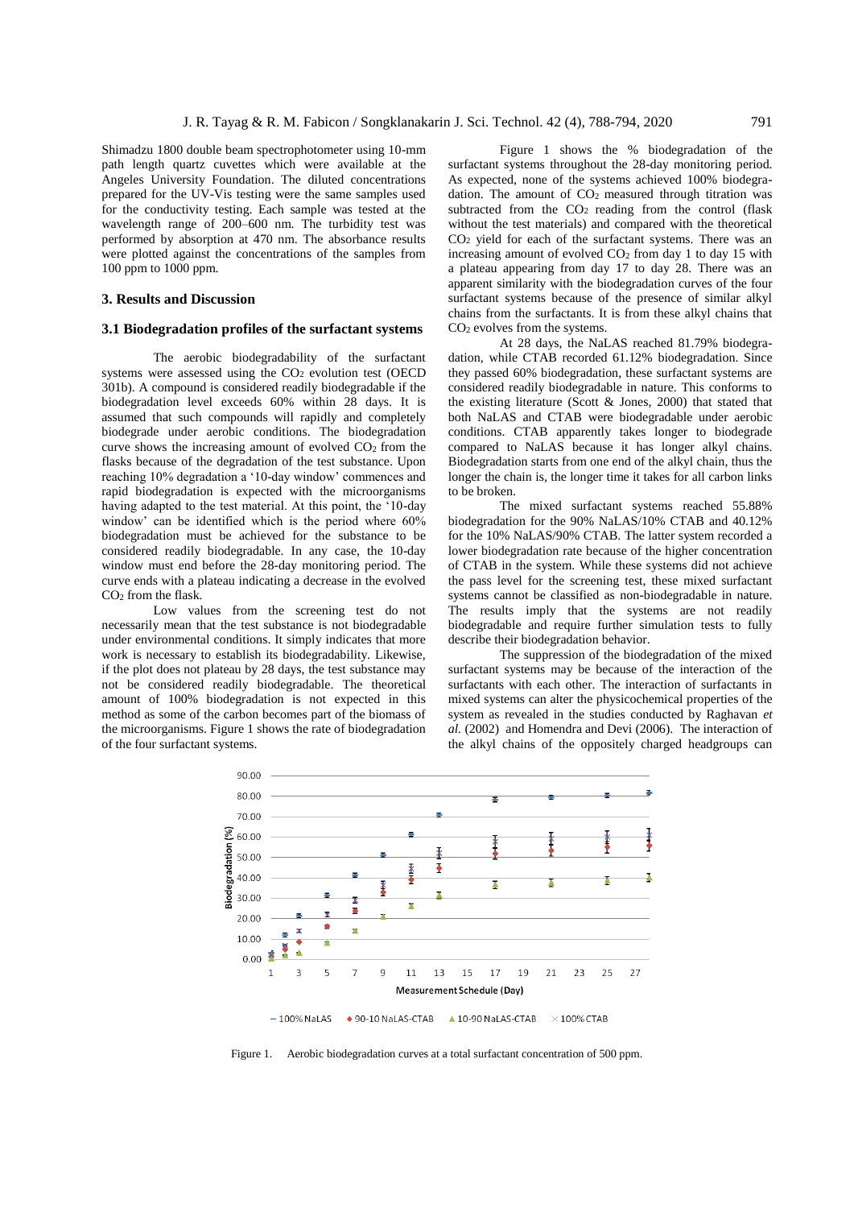Shimadzu 1800 double beam spectrophotometer using 10-mm path length quartz cuvettes which were available at the Angeles University Foundation. The diluted concentrations prepared for the UV-Vis testing were the same samples used for the conductivity testing. Each sample was tested at the wavelength range of 200–600 nm. The turbidity test was performed by absorption at 470 nm. The absorbance results were plotted against the concentrations of the samples from 100 ppm to 1000 ppm.

## 3. Results and Discussion

### 3.1 Biodegradation profiles of the surfactant systems

The aerobic biodegradability of the surfactant systems were assessed using the $CO_2$ evolution test (OECD 301b). A compound is considered readily biodegradable if the biodegradation level exceeds 60% within 28 days. It is assumed that such compounds will rapidly and completely biodegrade under aerobic conditions. The biodegradation curve shows the increasing amount of evolved $CO_2$ from the flasks because of the degradation of the test substance. Upon reaching 10% degradation a '10-day window' commences and rapid biodegradation is expected with the microorganisms having adapted to the test material. At this point, the '10-day window' can be identified which is the period where 60% biodegradation must be achieved for the substance to be considered readily biodegradable. In any case, the 10-day window must end before the 28-day monitoring period. The curve ends with a plateau indicating a decrease in the evolved $CO_2$ from the flask.

Low values from the screening test do not necessarily mean that the test substance is not biodegradable under environmental conditions. It simply indicates that more work is necessary to establish its biodegradability. Likewise, if the plot does not plateau by 28 days, the test substance may not be considered readily biodegradable. The theoretical amount of 100% biodegradation is not expected in this method as some of the carbon becomes part of the biomass of the microorganisms. Figure 1 shows the rate of biodegradation of the four surfactant systems.

Figure 1 shows the % biodegradation of the surfactant systems throughout the 28-day monitoring period. As expected, none of the systems achieved 100% biodegradation. The amount of $CO_2$ measured through titration was subtracted from the $CO_2$ reading from the control (flask without the test materials) and compared with the theoretical $CO_2$ yield for each of the surfactant systems. There was an increasing amount of evolved $CO_2$ from day 1 to day 15 with a plateau appearing from day 17 to day 28. There was an apparent similarity with the biodegradation curves of the four surfactant systems because of the presence of similar alkyl chains from the surfactants. It is from these alkyl chains that $CO_2$ evolves from the systems.

At 28 days, the NaLAS reached 81.79% biodegradation, while CTAB recorded 61.12% biodegradation. Since they passed 60% biodegradation, these surfactant systems are considered readily biodegradable in nature. This conforms to the existing literature (Scott & Jones, 2000) that stated that both NaLAS and CTAB were biodegradable under aerobic conditions. CTAB apparently takes longer to biodegrade compared to NaLAS because it has longer alkyl chains. Biodegradation starts from one end of the alkyl chain, thus the longer the chain is, the longer time it takes for all carbon links to be broken.

The mixed surfactant systems reached 55.88% biodegradation for the 90% NaLAS/10% CTAB and 40.12% for the 10% NaLAS/90% CTAB. The latter system recorded a lower biodegradation rate because of the higher concentration of CTAB in the system. While these systems did not achieve the pass level for the screening test, these mixed surfactant systems cannot be classified as non-biodegradable in nature. The results imply that the systems are not readily biodegradable and require further simulation tests to fully describe their biodegradation behavior.

The suppression of the biodegradation of the mixed surfactant systems may be because of the interaction of the surfactants with each other. The interaction of surfactants in mixed systems can alter the physicochemical properties of the system as revealed in the studies conducted by Raghavan *et al.* (2002) and Homendra and Devi (2006). The interaction of the alkyl chains of the oppositely charged headgroups can

Figure 1. Aerobic biodegradation curves at a total surfactant concentration of 500 ppm.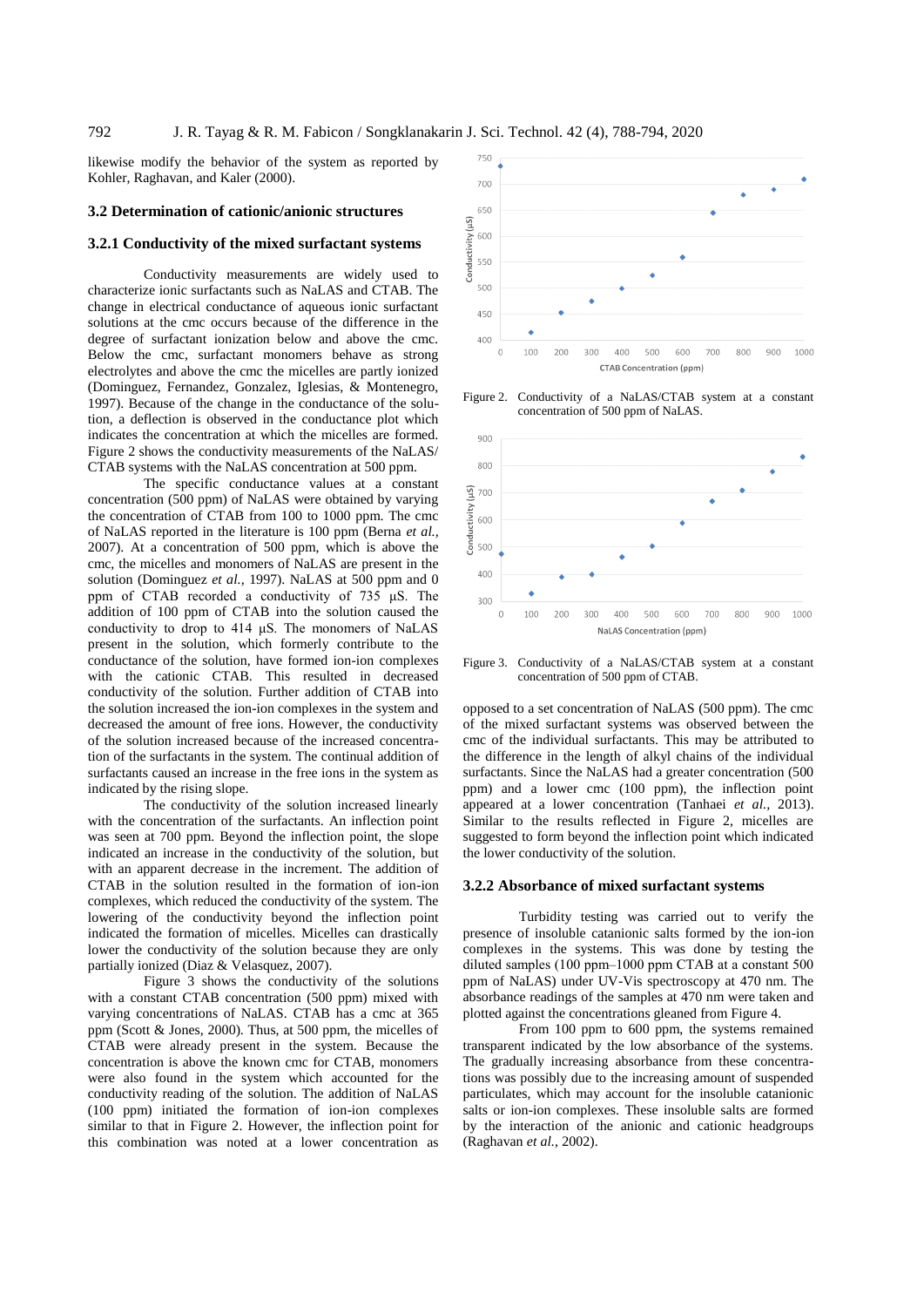likewise modify the behavior of the system as reported by Kohler, Raghavan, and Kaler (2000).

### 3.2 Determination of cationic/anionic structures

### 3.2.1 Conductivity of the mixed surfactant systems

Conductivity measurements are widely used to characterize ionic surfactants such as NaLAS and CTAB. The change in electrical conductance of aqueous ionic surfactant solutions at the cmc occurs because of the difference in the degree of surfactant ionization below and above the cmc. Below the cmc, surfactant monomers behave as strong electrolytes and above the cmc the micelles are partly ionized (Dominguez, Fernandez, Gonzalez, Iglesias, & Montenegro, 1997). Because of the change in the conductance of the solution, a deflection is observed in the conductance plot which indicates the concentration at which the micelles are formed. Figure 2 shows the conductivity measurements of the NaLAS/CTAB systems with the NaLAS concentration at 500 ppm.

The specific conductance values at a constant concentration (500 ppm) of NaLAS were obtained by varying the concentration of CTAB from 100 to 1000 ppm. The cmc of NaLAS reported in the literature is 100 ppm (Berna *et al.*, 2007). At a concentration of 500 ppm, which is above the cmc, the micelles and monomers of NaLAS are present in the solution (Dominguez *et al.*, 1997). NaLAS at 500 ppm and 0 ppm of CTAB recorded a conductivity of 735 µS. The addition of 100 ppm of CTAB into the solution caused the conductivity to drop to 414 µS. The monomers of NaLAS present in the solution, which formerly contribute to the conductance of the solution, have formed ion-ion complexes with the cationic CTAB. This resulted in decreased conductivity of the solution. Further addition of CTAB into the solution increased the ion-ion complexes in the system and decreased the amount of free ions. However, the conductivity of the solution increased because of the increased concentration of the surfactants in the system. The continual addition of surfactants caused an increase in the free ions in the system as indicated by the rising slope.

The conductivity of the solution increased linearly with the concentration of the surfactants. An inflection point was seen at 700 ppm. Beyond the inflection point, the slope indicated an increase in the conductivity of the solution, but with an apparent decrease in the increment. The addition of CTAB in the solution resulted in the formation of ion-ion complexes, which reduced the conductivity of the system. The lowering of the conductivity beyond the inflection point indicated the formation of micelles. Micelles can drastically lower the conductivity of the solution because they are only partially ionized (Diaz & Velasquez, 2007).

Figure 3 shows the conductivity of the solutions with a constant CTAB concentration (500 ppm) mixed with varying concentrations of NaLAS. CTAB has a cmc at 365 ppm (Scott & Jones, 2000). Thus, at 500 ppm, the micelles of CTAB were already present in the system. Because the concentration is above the known cmc for CTAB, monomers were also found in the system which accounted for the conductivity reading of the solution. The addition of NaLAS (100 ppm) initiated the formation of ion-ion complexes similar to that in Figure 2. However, the inflection point for this combination was noted at a lower concentration as opposed to a set concentration of NaLAS (500 ppm). The cmc of the mixed surfactant systems was observed between the cmc of the individual surfactants. This may be attributed to the difference in the length of alkyl chains of the individual surfactants. Since the NaLAS had a greater concentration (500 ppm) and a lower cmc (100 ppm), the inflection point appeared at a lower concentration (Tanhaei *et al.*, 2013). Similar to the results reflected in Figure 2, micelles are suggested to form beyond the inflection point which indicated the lower conductivity of the solution.

Figure 2. Conductivity of a NaLAS/CTAB system at a constant concentration of 500 ppm of NaLAS.

Figure 3. Conductivity of a NaLAS/CTAB system at a constant concentration of 500 ppm of CTAB.

### 3.2.2 Absorbance of mixed surfactant systems

Turbidity testing was carried out to verify the presence of insoluble catanionic salts formed by the ion-ion complexes in the systems. This was done by testing the diluted samples (100 ppm–1000 ppm CTAB at a constant 500 ppm of NaLAS) under UV-Vis spectroscopy at 470 nm. The absorbance readings of the samples at 470 nm were taken and plotted against the concentrations gleaned from Figure 4.

From 100 ppm to 600 ppm, the systems remained transparent indicated by the low absorbance of the systems. The gradually increasing absorbance from these concentrations was possibly due to the increasing amount of suspended particulates, which may account for the insoluble catanionic salts or ion-ion complexes. These insoluble salts are formed by the interaction of the anionic and cationic headgroups (Raghavan *et al.*, 2002).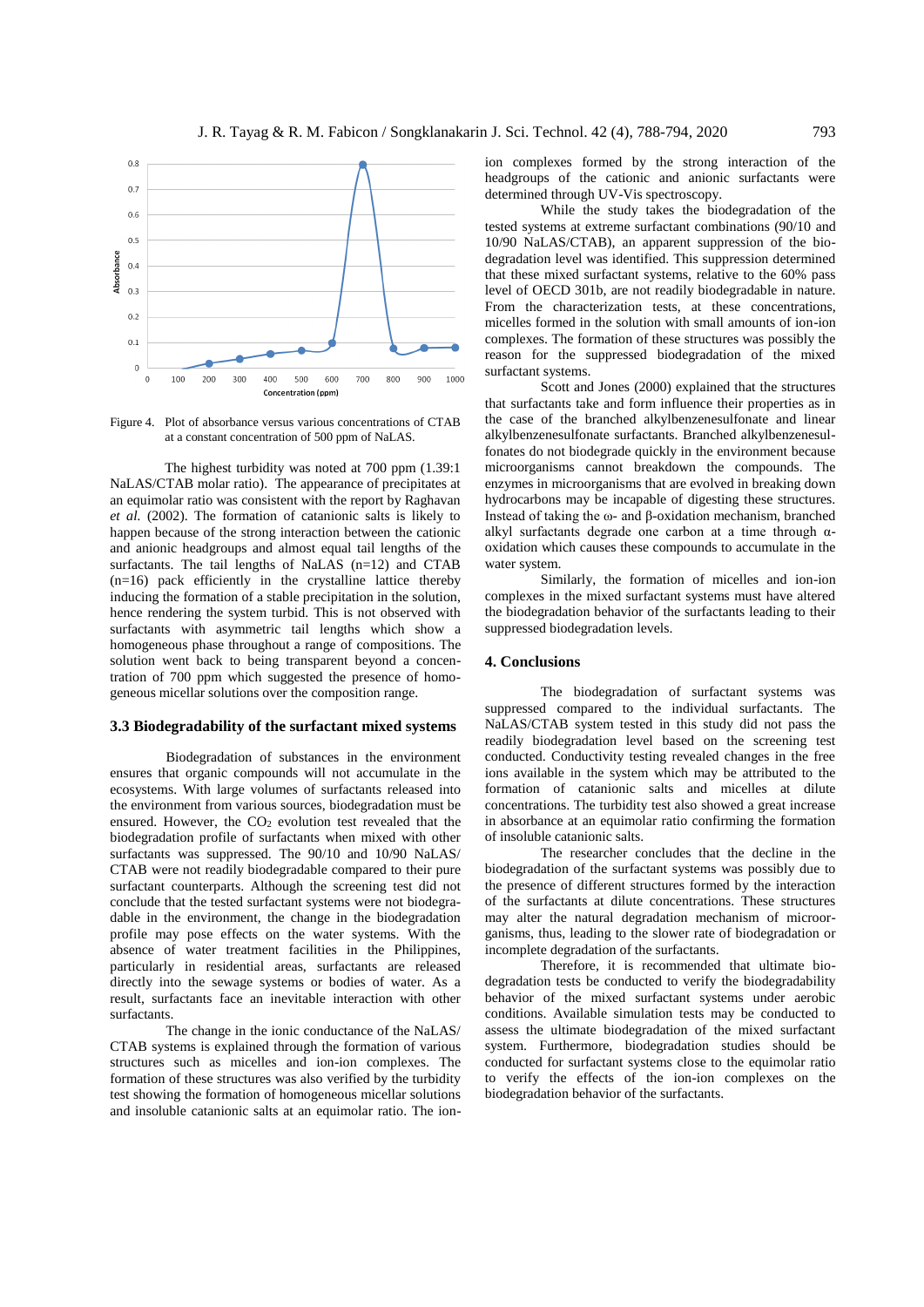Figure 4. Plot of absorbance versus various concentrations of CTAB at a constant concentration of 500 ppm of NaLAS.

The highest turbidity was noted at 700 ppm (1.39:1 NaLAS/CTAB molar ratio). The appearance of precipitates at an equimolar ratio was consistent with the report by Raghavan *et al.* (2002). The formation of catanionic salts is likely to happen because of the strong interaction between the cationic and anionic headgroups and almost equal tail lengths of the surfactants. The tail lengths of NaLAS (n=12) and CTAB (n=16) pack efficiently in the crystalline lattice thereby inducing the formation of a stable precipitation in the solution, hence rendering the system turbid. This is not observed with surfactants with asymmetric tail lengths which show a homogeneous phase throughout a range of compositions. The solution went back to being transparent beyond a concentration of 700 ppm which suggested the presence of homogeneous micellar solutions over the composition range.

### 3.3 Biodegradability of the surfactant mixed systems

Biodegradation of substances in the environment ensures that organic compounds will not accumulate in the ecosystems. With large volumes of surfactants released into the environment from various sources, biodegradation must be ensured. However, the $CO_2$ evolution test revealed that the biodegradation profile of surfactants when mixed with other surfactants was suppressed. The 90/10 and 10/90 NaLAS/CTAB were not readily biodegradable compared to their pure surfactant counterparts. Although the screening test did not conclude that the tested surfactant systems were not biodegradable in the environment, the change in the biodegradation profile may pose effects on the water systems. With the absence of water treatment facilities in the Philippines, particularly in residential areas, surfactants are released directly into the sewage systems or bodies of water. As a result, surfactants face an inevitable interaction with other surfactants.

The change in the ionic conductance of the NaLAS/CTAB systems is explained through the formation of various structures such as micelles and ion-ion complexes. The formation of these structures was also verified by the turbidity test showing the formation of homogeneous micellar solutions and insoluble catanionic salts at an equimolar ratio. The ion-ion complexes formed by the strong interaction of the headgroups of the cationic and anionic surfactants were determined through UV-Vis spectroscopy.

While the study takes the biodegradation of the tested systems at extreme surfactant combinations (90/10 and 10/90 NaLAS/CTAB), an apparent suppression of the biodegradation level was identified. This suppression determined that these mixed surfactant systems, relative to the 60% pass level of OECD 301b, are not readily biodegradable in nature. From the characterization tests, at these concentrations, micelles formed in the solution with small amounts of ion-ion complexes. The formation of these structures was possibly the reason for the suppressed biodegradation of the mixed surfactant systems.

Scott and Jones (2000) explained that the structures that surfactants take and form influence their properties as in the case of the branched alkylbenzenesulfonate and linear alkylbenzenesulfonate surfactants. Branched alkylbenzenesulfonates do not biodegrade quickly in the environment because microorganisms cannot breakdown the compounds. The enzymes in microorganisms that are evolved in breaking down hydrocarbons may be incapable of digesting these structures. Instead of taking the ω- and β-oxidation mechanism, branched alkyl surfactants degrade one carbon at a time through α-oxidation which causes these compounds to accumulate in the water system.

Similarly, the formation of micelles and ion-ion complexes in the mixed surfactant systems must have altered the biodegradation behavior of the surfactants leading to their suppressed biodegradation levels.

## 4. Conclusions

The biodegradation of surfactant systems was suppressed compared to the individual surfactants. The NaLAS/CTAB system tested in this study did not pass the readily biodegradation level based on the screening test conducted. Conductivity testing revealed changes in the free ions available in the system which may be attributed to the formation of catanionic salts and micelles at dilute concentrations. The turbidity test also showed a great increase in absorbance at an equimolar ratio confirming the formation of insoluble catanionic salts.

The researcher concludes that the decline in the biodegradation of the surfactant systems was possibly due to the presence of different structures formed by the interaction of the surfactants at dilute concentrations. These structures may alter the natural degradation mechanism of microorganisms, thus, leading to the slower rate of biodegradation or incomplete degradation of the surfactants.

Therefore, it is recommended that ultimate biodegradation tests be conducted to verify the biodegradability behavior of the mixed surfactant systems under aerobic conditions. Available simulation tests may be conducted to assess the ultimate biodegradation of the mixed surfactant system. Furthermore, biodegradation studies should be conducted for surfactant systems close to the equimolar ratio to verify the effects of the ion-ion complexes on the biodegradation behavior of the surfactants.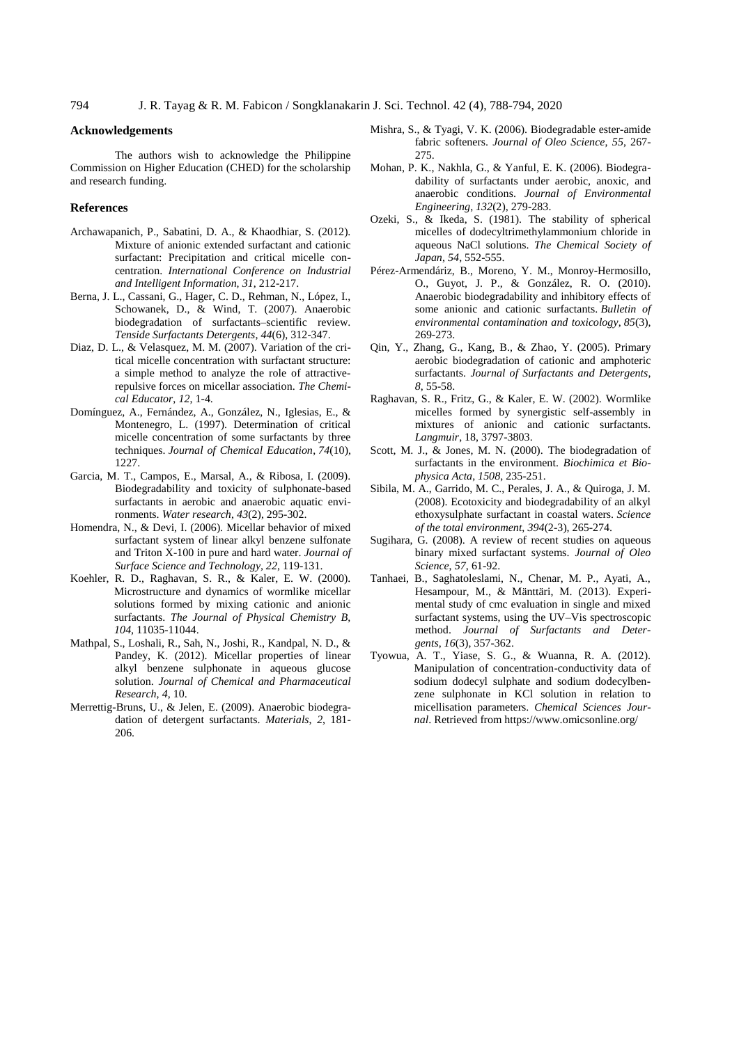## Acknowledgements

The authors wish to acknowledge the Philippine Commission on Higher Education (CHED) for the scholarship and research funding.

## References

Archawapanich, P., Sabatini, D. A., & Khaodhiar, S. (2012). Mixture of anionic extended surfactant and cationic surfactant: Precipitation and critical micelle concentration. *International Conference on Industrial and Intelligent Information, 31*, 212-217.

Berna, J. L., Cassani, G., Hager, C. D., Rehman, N., López, I., Schowanek, D., & Wind, T. (2007). Anaerobic biodegradation of surfactants–scientific review. *Tenside Surfactants Detergents, 44*(6), 312-347.

Diaz, D. L., & Velasquez, M. M. (2007). Variation of the critical micelle concentration with surfactant structure: a simple method to analyze the role of attractive-repulsive forces on micellar association. *The Chemical Educator*, *12*, 1-4.

Domínguez, A., Fernández, A., González, N., Iglesias, E., & Montenegro, L. (1997). Determination of critical micelle concentration of some surfactants by three techniques. *Journal of Chemical Education*, *74*(10), 1227.

Garcia, M. T., Campos, E., Marsal, A., & Ribosa, I. (2009). Biodegradability and toxicity of sulphonate-based surfactants in aerobic and anaerobic aquatic environments. *Water research*, *43*(2), 295-302.

Homendra, N., & Devi, I. (2006). Micellar behavior of mixed surfactant system of linear alkyl benzene sulfonate and Triton X-100 in pure and hard water. *Journal of Surface Science and Technology*, *22*, 119-131.

Koehler, R. D., Raghavan, S. R., & Kaler, E. W. (2000). Microstructure and dynamics of wormlike micellar solutions formed by mixing cationic and anionic surfactants. *The Journal of Physical Chemistry B*, *104*, 11035-11044.

Mathpal, S., Loshali, R., Sah, N., Joshi, R., Kandpal, N. D., & Pandey, K. (2012). Micellar properties of linear alkyl benzene sulphonate in aqueous glucose solution. *Journal of Chemical and Pharmaceutical Research*, *4*, 10.

Merrettig-Bruns, U., & Jelen, E. (2009). Anaerobic biodegradation of detergent surfactants. *Materials*, *2*, 181-206.

Mishra, S., & Tyagi, V. K. (2006). Biodegradable ester-amide fabric softeners. *Journal of Oleo Science*, *55*, 267-275.

Mohan, P. K., Nakhla, G., & Yanful, E. K. (2006). Biodegradability of surfactants under aerobic, anoxic, and anaerobic conditions. *Journal of Environmental Engineering*, *132*(2), 279-283.

Ozeki, S., & Ikeda, S. (1981). The stability of spherical micelles of dodecyltrimethylammonium chloride in aqueous NaCl solutions. *The Chemical Society of Japan*, *54*, 552-555.

Pérez-Armendáriz, B., Moreno, Y. M., Monroy-Hermosillo, O., Guyot, J. P., & González, R. O. (2010). Anaerobic biodegradability and inhibitory effects of some anionic and cationic surfactants. *Bulletin of environmental contamination and toxicology*, *85*(3), 269-273.

Qin, Y., Zhang, G., Kang, B., & Zhao, Y. (2005). Primary aerobic biodegradation of cationic and amphoteric surfactants. *Journal of Surfactants and Detergents*, *8*, 55-58.

Raghavan, S. R., Fritz, G., & Kaler, E. W. (2002). Wormlike micelles formed by synergistic self-assembly in mixtures of anionic and cationic surfactants. *Langmuir*, 18, 3797-3803.

Scott, M. J., & Jones, M. N. (2000). The biodegradation of surfactants in the environment. *Biochimica et Biophysica Acta*, *1508*, 235-251.

Sibila, M. A., Garrido, M. C., Perales, J. A., & Quiroga, J. M. (2008). Ecotoxicity and biodegradability of an alkyl ethoxysulphate surfactant in coastal waters. *Science of the total environment*, *394*(2-3), 265-274.

Sugihara, G. (2008). A review of recent studies on aqueous binary mixed surfactant systems. *Journal of Oleo Science*, *57*, 61-92.

Tanhaei, B., Saghatoleslami, N., Chenar, M. P., Ayati, A., Hesampour, M., & Mänttäri, M. (2013). Experimental study of cmc evaluation in single and mixed surfactant systems, using the UV–Vis spectroscopic method. *Journal of Surfactants and Detergents*, *16*(3), 357-362.

Tyowua, A. T., Yiase, S. G., & Wuanna, R. A. (2012). Manipulation of concentration-conductivity data of sodium dodecyl sulphate and sodium dodecylbenzene sulphonate in KCl solution in relation to micellisation parameters. *Chemical Sciences Journal*. Retrieved from https://www.omicsonline.org/